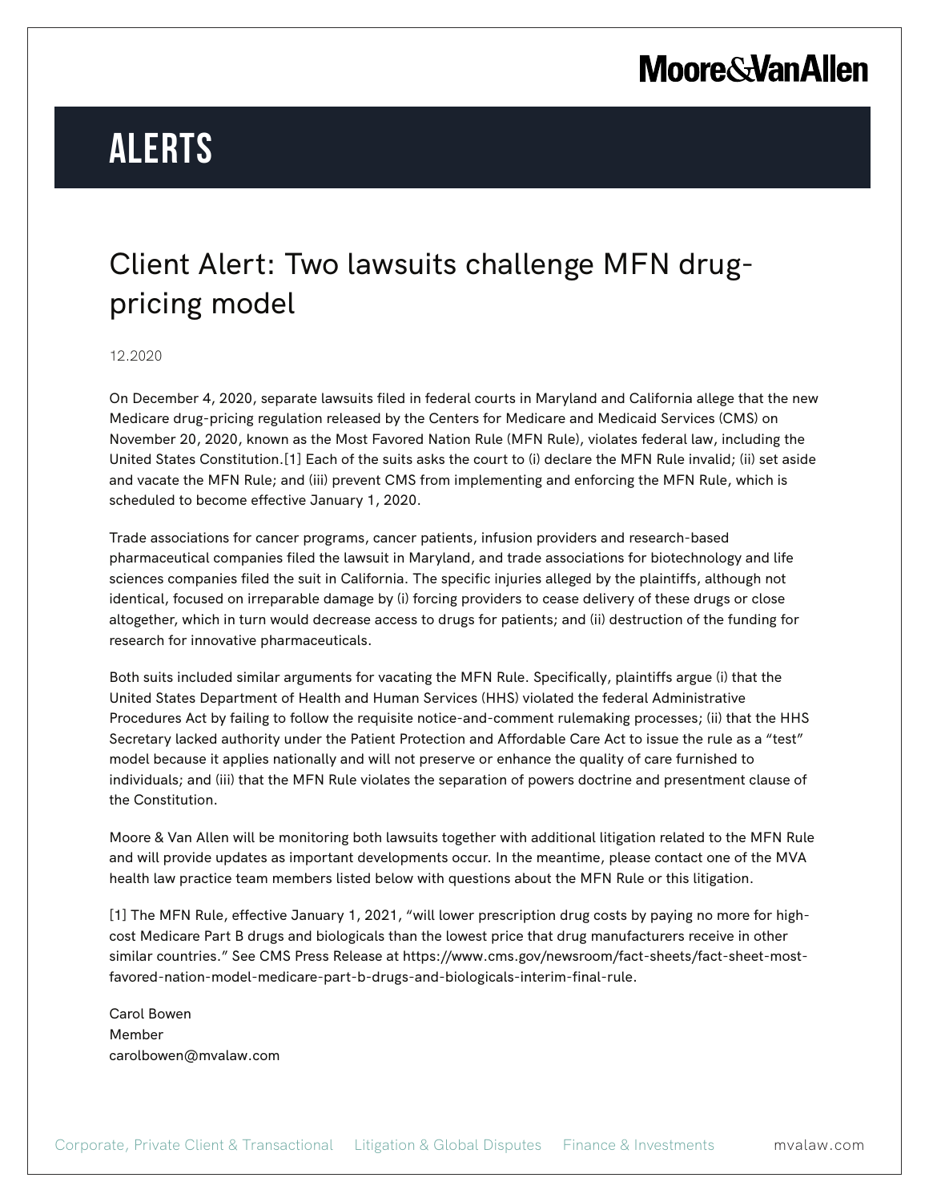# ALERTS

## Client Alert: Two lawsuits challenge MFN drug-pricing model

12.2020

On December 4, 2020, separate lawsuits filed in federal courts in Maryland and California allege that the new Medicare drug-pricing regulation released by the Centers for Medicare and Medicaid Services (CMS) on November 20, 2020, known as the Most Favored Nation Rule (MFN Rule), violates federal law, including the United States Constitution.[1] Each of the suits asks the court to (i) declare the MFN Rule invalid; (ii) set aside and vacate the MFN Rule; and (iii) prevent CMS from implementing and enforcing the MFN Rule, which is scheduled to become effective January 1, 2020.

Trade associations for cancer programs, cancer patients, infusion providers and research-based pharmaceutical companies filed the lawsuit in Maryland, and trade associations for biotechnology and life sciences companies filed the suit in California. The specific injuries alleged by the plaintiffs, although not identical, focused on irreparable damage by (i) forcing providers to cease delivery of these drugs or close altogether, which in turn would decrease access to drugs for patients; and (ii) destruction of the funding for research for innovative pharmaceuticals.

Both suits included similar arguments for vacating the MFN Rule. Specifically, plaintiffs argue (i) that the United States Department of Health and Human Services (HHS) violated the federal Administrative Procedures Act by failing to follow the requisite notice-and-comment rulemaking processes; (ii) that the HHS Secretary lacked authority under the Patient Protection and Affordable Care Act to issue the rule as a "test" model because it applies nationally and will not preserve or enhance the quality of care furnished to individuals; and (iii) that the MFN Rule violates the separation of powers doctrine and presentment clause of the Constitution.

Moore & Van Allen will be monitoring both lawsuits together with additional litigation related to the MFN Rule and will provide updates as important developments occur. In the meantime, please contact one of the MVA health law practice team members listed below with questions about the MFN Rule or this litigation.

[1] The MFN Rule, effective January 1, 2021, "will lower prescription drug costs by paying no more for high-cost Medicare Part B drugs and biologicals than the lowest price that drug manufacturers receive in other similar countries." See CMS Press Release at https://www.cms.gov/newsroom/fact-sheets/fact-sheet-most-favored-nation-model-medicare-part-b-drugs-and-biologicals-interim-final-rule.

Carol Bowen
Member
carolbowen@mvalaw.com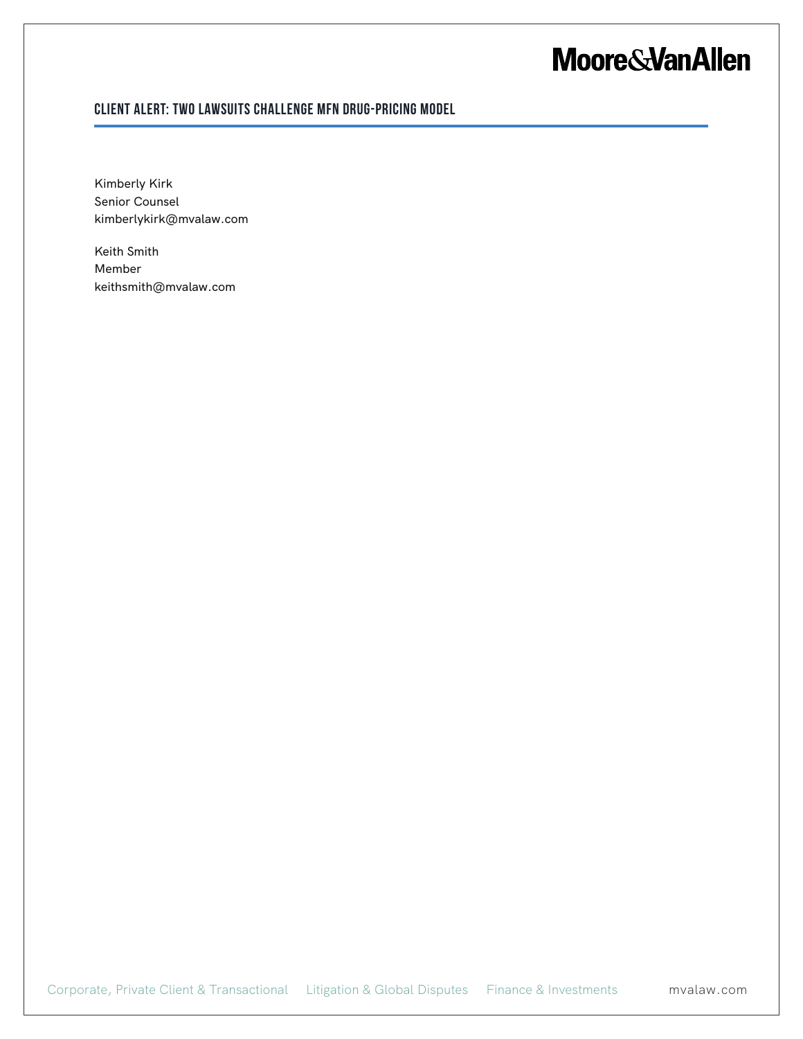Kimberly Kirk
Senior Counsel
kimberlykirk@mvalaw.com

Keith Smith
Member
keithsmith@mvalaw.com